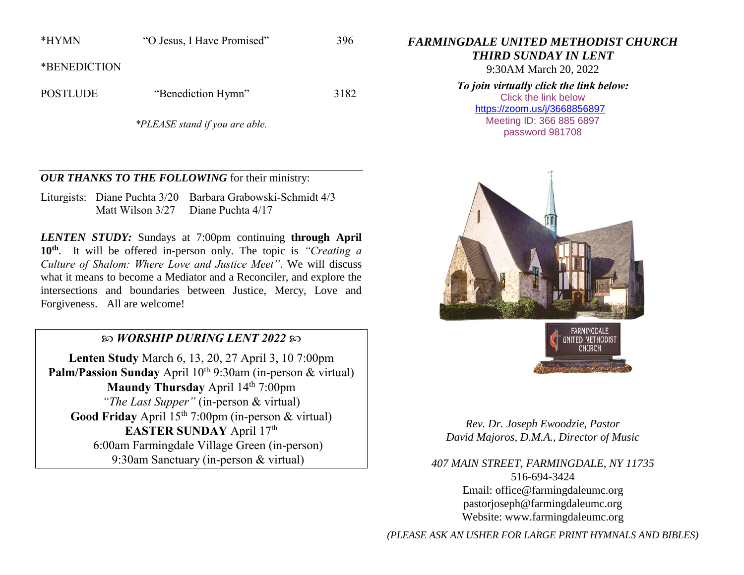*HYMN "O Jesus, I Have Promised" 396

*BENEDICTION

POSTLUDE "Benediction Hymn" 3182

*\*PLEASE stand if you are able.*

---

***OUR THANKS TO THE FOLLOWING*** for their ministry:

Liturgists: Diane Puchta 3/20 Barbara Grabowski-Schmidt 4/3
Matt Wilson 3/27 Diane Puchta 4/17

***LENTEN STUDY:*** Sundays at 7:00pm continuing **through April 10th**. It will be offered in-person only. The topic is *"Creating a Culture of Shalom: Where Love and Justice Meet"*. We will discuss what it means to become a Mediator and a Reconciler, and explore the intersections and boundaries between Justice, Mercy, Love and Forgiveness. All are welcome!

## ℘ *WORSHIP DURING LENT 2022* ℘

**Lenten Study** March 6, 13, 20, 27 April 3, 10 7:00pm
**Palm/Passion Sunday** April 10th 9:30am (in-person & virtual)
**Maundy Thursday** April 14th 7:00pm
*"The Last Supper"* (in-person & virtual)
**Good Friday** April 15th 7:00pm (in-person & virtual)
**EASTER SUNDAY** April 17th
6:00am Farmingdale Village Green (in-person)
9:30am Sanctuary (in-person & virtual)

# *FARMINGDALE UNITED METHODIST CHURCH*
## *THIRD SUNDAY IN LENT*

9:30AM March 20, 2022

***To join virtually click the link below:***
Click the link below
https://zoom.us/j/3668856897
Meeting ID: 366 885 6897
password 981708

*Rev. Dr. Joseph Ewoodzie, Pastor*
*David Majoros, D.M.A., Director of Music*

*407 MAIN STREET, FARMINGDALE, NY 11735*
516-694-3424
Email: office@farmingdaleumc.org
pastorjoseph@farmingdaleumc.org
Website: www.farmingdaleumc.org

*(PLEASE ASK AN USHER FOR LARGE PRINT HYMNALS AND BIBLES)*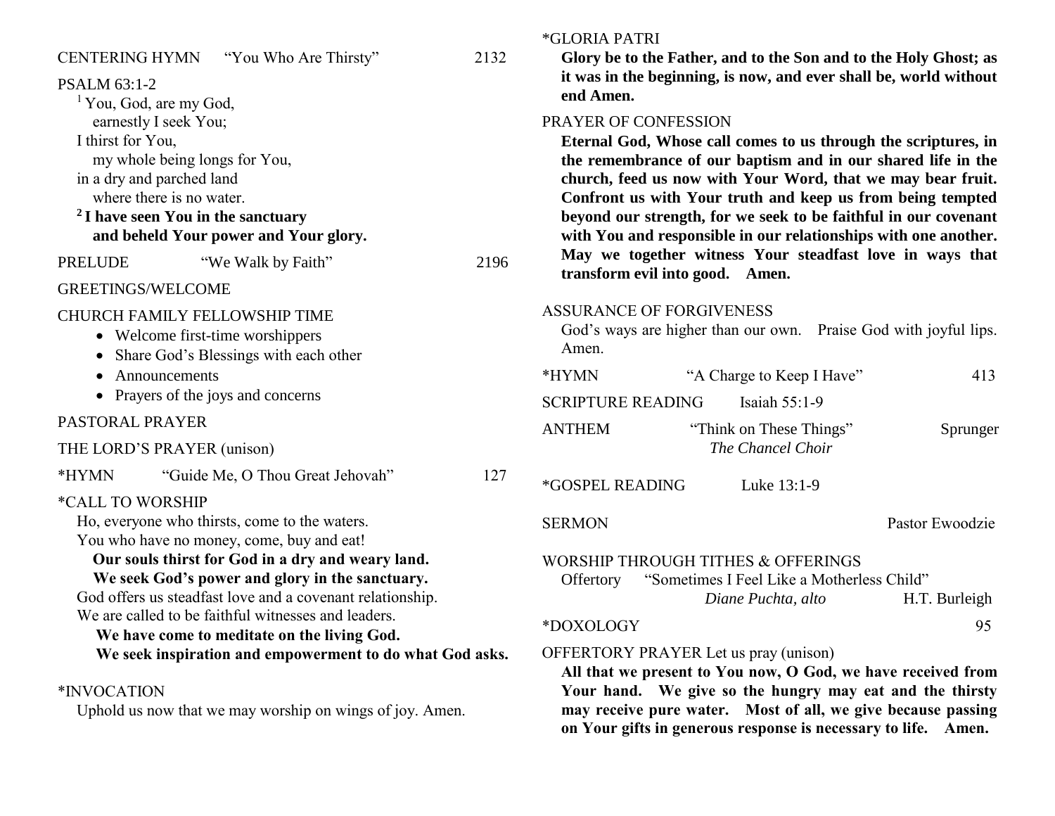CENTERING HYMN "You Who Are Thirsty" 2132

PSALM 63:1-2

[1] You, God, are my God,
earnestly I seek You;
I thirst for You,
my whole being longs for You,
in a dry and parched land
where there is no water.

**[2] I have seen You in the sanctuary**
**and beheld Your power and Your glory.**

PRELUDE "We Walk by Faith" 2196

GREETINGS/WELCOME

CHURCH FAMILY FELLOWSHIP TIME

- Welcome first-time worshippers
- Share God's Blessings with each other
- Announcements
- Prayers of the joys and concerns

PASTORAL PRAYER

THE LORD'S PRAYER (unison)

*HYMN "Guide Me, O Thou Great Jehovah" 127

*CALL TO WORSHIP

Ho, everyone who thirsts, come to the waters.
You who have no money, come, buy and eat!
**Our souls thirst for God in a dry and weary land.**
**We seek God's power and glory in the sanctuary.**
God offers us steadfast love and a covenant relationship.
We are called to be faithful witnesses and leaders.
**We have come to meditate on the living God.**
**We seek inspiration and empowerment to do what God asks.**

*INVOCATION

Uphold us now that we may worship on wings of joy. Amen.

*GLORIA PATRI

**Glory be to the Father, and to the Son and to the Holy Ghost; as it was in the beginning, is now, and ever shall be, world without end Amen.**

PRAYER OF CONFESSION

**Eternal God, Whose call comes to us through the scriptures, in the remembrance of our baptism and in our shared life in the church, feed us now with Your Word, that we may bear fruit. Confront us with Your truth and keep us from being tempted beyond our strength, for we seek to be faithful in our covenant with You and responsible in our relationships with one another. May we together witness Your steadfast love in ways that transform evil into good. Amen.**

ASSURANCE OF FORGIVENESS

God's ways are higher than our own. Praise God with joyful lips. Amen.

*HYMN "A Charge to Keep I Have" 413

SCRIPTURE READING Isaiah 55:1-9

ANTHEM "Think on These Things" Sprunger
*The Chancel Choir*

*GOSPEL READING Luke 13:1-9

SERMON Pastor Ewoodzie

WORSHIP THROUGH TITHES & OFFERINGS

Offertory "Sometimes I Feel Like a Motherless Child"
*Diane Puchta, alto* H.T. Burleigh

*DOXOLOGY 95

OFFERTORY PRAYER Let us pray (unison)

**All that we present to You now, O God, we have received from Your hand. We give so the hungry may eat and the thirsty may receive pure water. Most of all, we give because passing on Your gifts in generous response is necessary to life. Amen.**